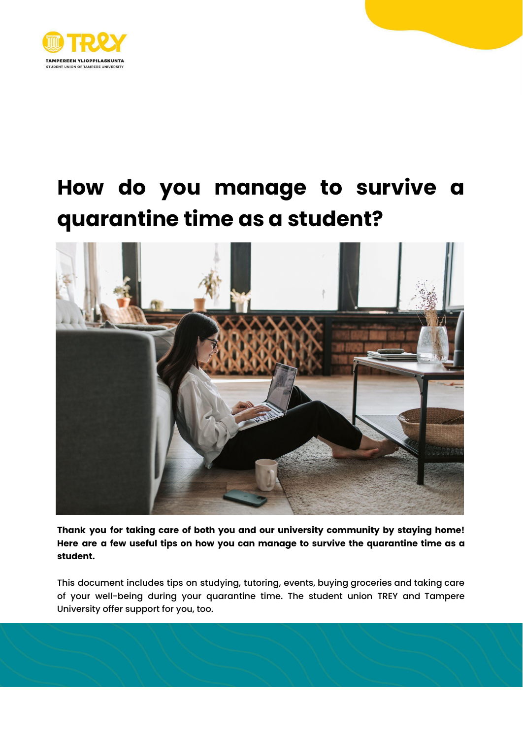TAMPEREEN YLIOPPILASKUNTA
STUDENT UNION OF TAMPERE UNIVERSITY

# How do you manage to survive a quarantine time as a student?

**Thank you for taking care of both you and our university community by staying home! Here are a few useful tips on how you can manage to survive the quarantine time as a student.**

This document includes tips on studying, tutoring, events, buying groceries and taking care of your well-being during your quarantine time. The student union TREY and Tampere University offer support for you, too.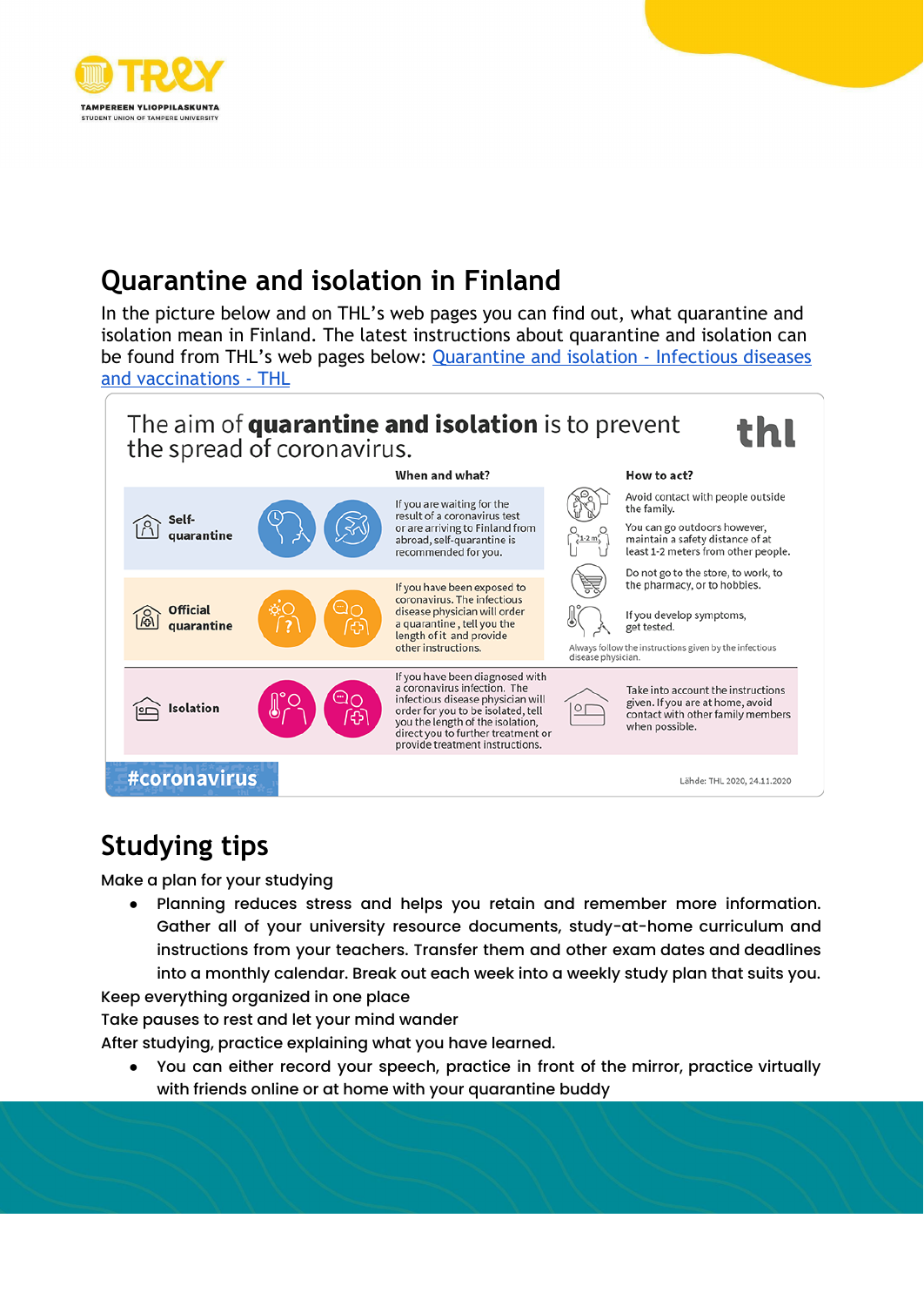## Quarantine and isolation in Finland

In the picture below and on THL's web pages you can find out, what quarantine and isolation mean in Finland. The latest instructions about quarantine and isolation can be found from THL's web pages below: [Quarantine and isolation - Infectious diseases and vaccinations - THL]()

The aim of **quarantine and isolation** is to prevent the spread of coronavirus.

thl

| | When and what? | How to act? |
|---|---|---|
| **Self-quarantine** | If you are waiting for the result of a coronavirus test or are arriving to Finland from abroad, self-quarantine is recommended for you. | Avoid contact with people outside the family.<br>You can go outdoors however, maintain a safety distance of at least 1-2 meters from other people.<br>Do not go to the store, to work, to the pharmacy, or to hobbies.<br>If you develop symptoms, get tested.<br>Always follow the instructions given by the infectious disease physician. |
| **Official quarantine** | If you have been exposed to coronavirus. The infectious disease physician will order a quarantine, tell you the length of it and provide other instructions. | |
| **Isolation** | If you have been diagnosed with a coronavirus infection. The infectious disease physician will order for you to be isolated, tell you the length of the isolation, direct you to further treatment or provide treatment instructions. | Take into account the instructions given. If you are at home, avoid contact with other family members when possible. |

#coronavirus

Lähde: THL 2020, 24.11.2020

## Studying tips

Make a plan for your studying

- Planning reduces stress and helps you retain and remember more information. Gather all of your university resource documents, study-at-home curriculum and instructions from your teachers. Transfer them and other exam dates and deadlines into a monthly calendar. Break out each week into a weekly study plan that suits you.

Keep everything organized in one place

Take pauses to rest and let your mind wander

After studying, practice explaining what you have learned.

- You can either record your speech, practice in front of the mirror, practice virtually with friends online or at home with your quarantine buddy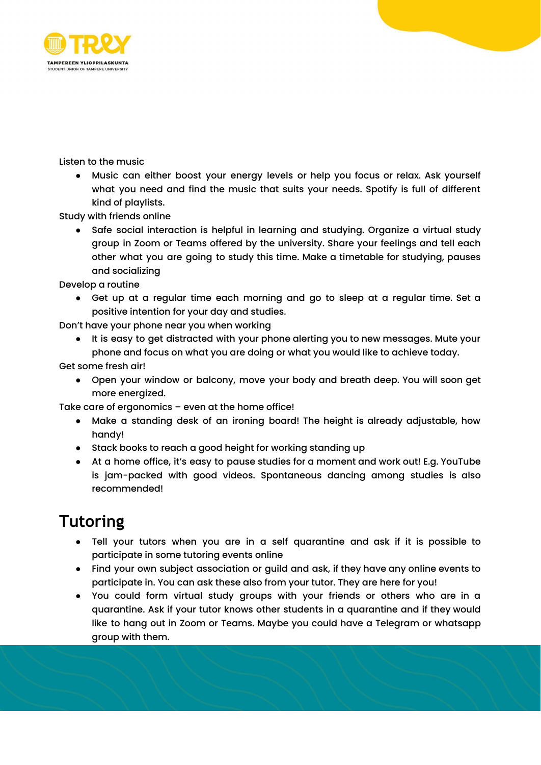Listen to the music

- Music can either boost your energy levels or help you focus or relax. Ask yourself what you need and find the music that suits your needs. Spotify is full of different kind of playlists.

Study with friends online

- Safe social interaction is helpful in learning and studying. Organize a virtual study group in Zoom or Teams offered by the university. Share your feelings and tell each other what you are going to study this time. Make a timetable for studying, pauses and socializing

Develop a routine

- Get up at a regular time each morning and go to sleep at a regular time. Set a positive intention for your day and studies.

Don't have your phone near you when working

- It is easy to get distracted with your phone alerting you to new messages. Mute your phone and focus on what you are doing or what you would like to achieve today.

Get some fresh air!

- Open your window or balcony, move your body and breath deep. You will soon get more energized.

Take care of ergonomics – even at the home office!

- Make a standing desk of an ironing board! The height is already adjustable, how handy!
- Stack books to reach a good height for working standing up
- At a home office, it's easy to pause studies for a moment and work out! E.g. YouTube is jam-packed with good videos. Spontaneous dancing among studies is also recommended!

## Tutoring

- Tell your tutors when you are in a self quarantine and ask if it is possible to participate in some tutoring events online
- Find your own subject association or guild and ask, if they have any online events to participate in. You can ask these also from your tutor. They are here for you!
- You could form virtual study groups with your friends or others who are in a quarantine. Ask if your tutor knows other students in a quarantine and if they would like to hang out in Zoom or Teams. Maybe you could have a Telegram or whatsapp group with them.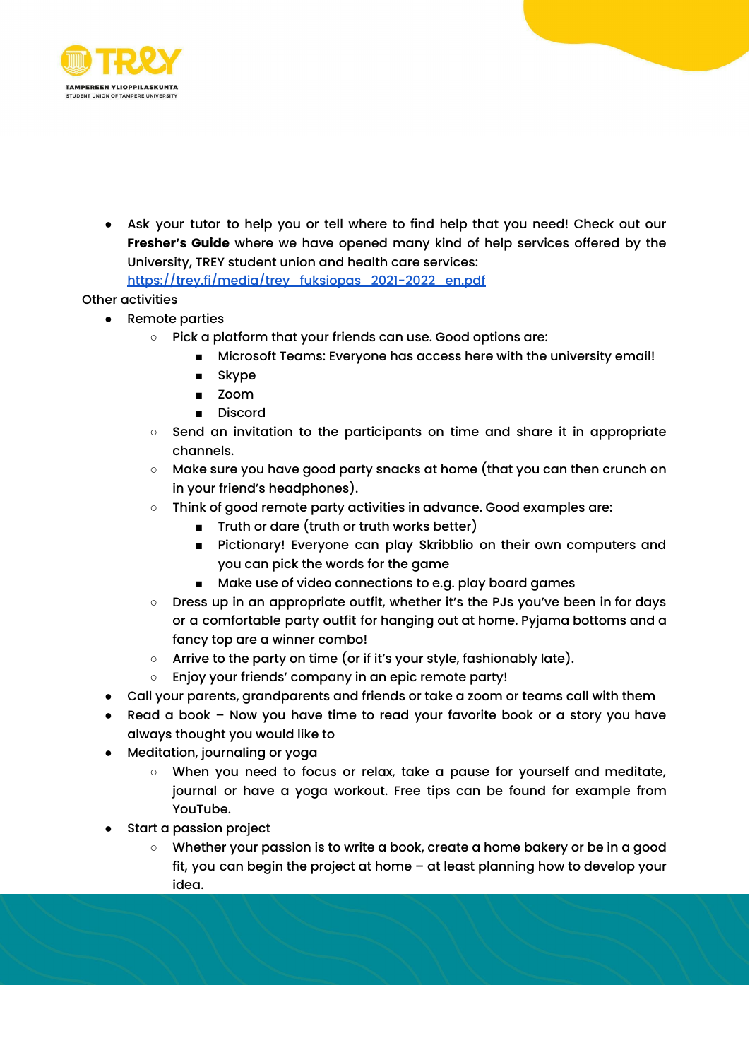- Ask your tutor to help you or tell where to find help that you need! Check out our **Fresher's Guide** where we have opened many kind of help services offered by the University, TREY student union and health care services: [https://trey.fi/media/trey_fuksiopas_2021-2022_en.pdf](https://trey.fi/media/trey_fuksiopas_2021-2022_en.pdf)

Other activities

- Remote parties
  - Pick a platform that your friends can use. Good options are:
    - Microsoft Teams: Everyone has access here with the university email!
    - Skype
    - Zoom
    - Discord
  - Send an invitation to the participants on time and share it in appropriate channels.
  - Make sure you have good party snacks at home (that you can then crunch on in your friend's headphones).
  - Think of good remote party activities in advance. Good examples are:
    - Truth or dare (truth or truth works better)
    - Pictionary! Everyone can play Skribblio on their own computers and you can pick the words for the game
    - Make use of video connections to e.g. play board games
  - Dress up in an appropriate outfit, whether it's the PJs you've been in for days or a comfortable party outfit for hanging out at home. Pyjama bottoms and a fancy top are a winner combo!
  - Arrive to the party on time (or if it's your style, fashionably late).
  - Enjoy your friends' company in an epic remote party!
- Call your parents, grandparents and friends or take a zoom or teams call with them
- Read a book – Now you have time to read your favorite book or a story you have always thought you would like to
- Meditation, journaling or yoga
  - When you need to focus or relax, take a pause for yourself and meditate, journal or have a yoga workout. Free tips can be found for example from YouTube.
- Start a passion project
  - Whether your passion is to write a book, create a home bakery or be in a good fit, you can begin the project at home – at least planning how to develop your idea.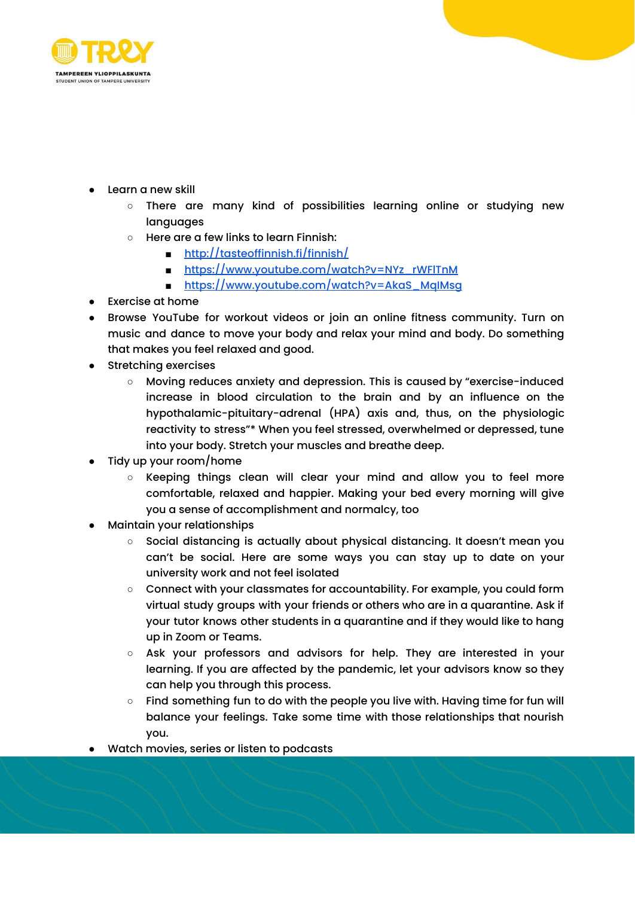- Learn a new skill
    - There are many kind of possibilities learning online or studying new languages
    - Here are a few links to learn Finnish:
        - http://tasteoffinnish.fi/finnish/
        - https://www.youtube.com/watch?v=NYz_rWFlTnM
        - https://www.youtube.com/watch?v=AkaS_MqIMsg
- Exercise at home
- Browse YouTube for workout videos or join an online fitness community. Turn on music and dance to move your body and relax your mind and body. Do something that makes you feel relaxed and good.
- Stretching exercises
    - Moving reduces anxiety and depression. This is caused by "exercise-induced increase in blood circulation to the brain and by an influence on the hypothalamic-pituitary-adrenal (HPA) axis and, thus, on the physiologic reactivity to stress"* When you feel stressed, overwhelmed or depressed, tune into your body. Stretch your muscles and breathe deep.
- Tidy up your room/home
    - Keeping things clean will clear your mind and allow you to feel more comfortable, relaxed and happier. Making your bed every morning will give you a sense of accomplishment and normalcy, too
- Maintain your relationships
    - Social distancing is actually about physical distancing. It doesn't mean you can't be social. Here are some ways you can stay up to date on your university work and not feel isolated
    - Connect with your classmates for accountability. For example, you could form virtual study groups with your friends or others who are in a quarantine. Ask if your tutor knows other students in a quarantine and if they would like to hang up in Zoom or Teams.
    - Ask your professors and advisors for help. They are interested in your learning. If you are affected by the pandemic, let your advisors know so they can help you through this process.
    - Find something fun to do with the people you live with. Having time for fun will balance your feelings. Take some time with those relationships that nourish you.
- Watch movies, series or listen to podcasts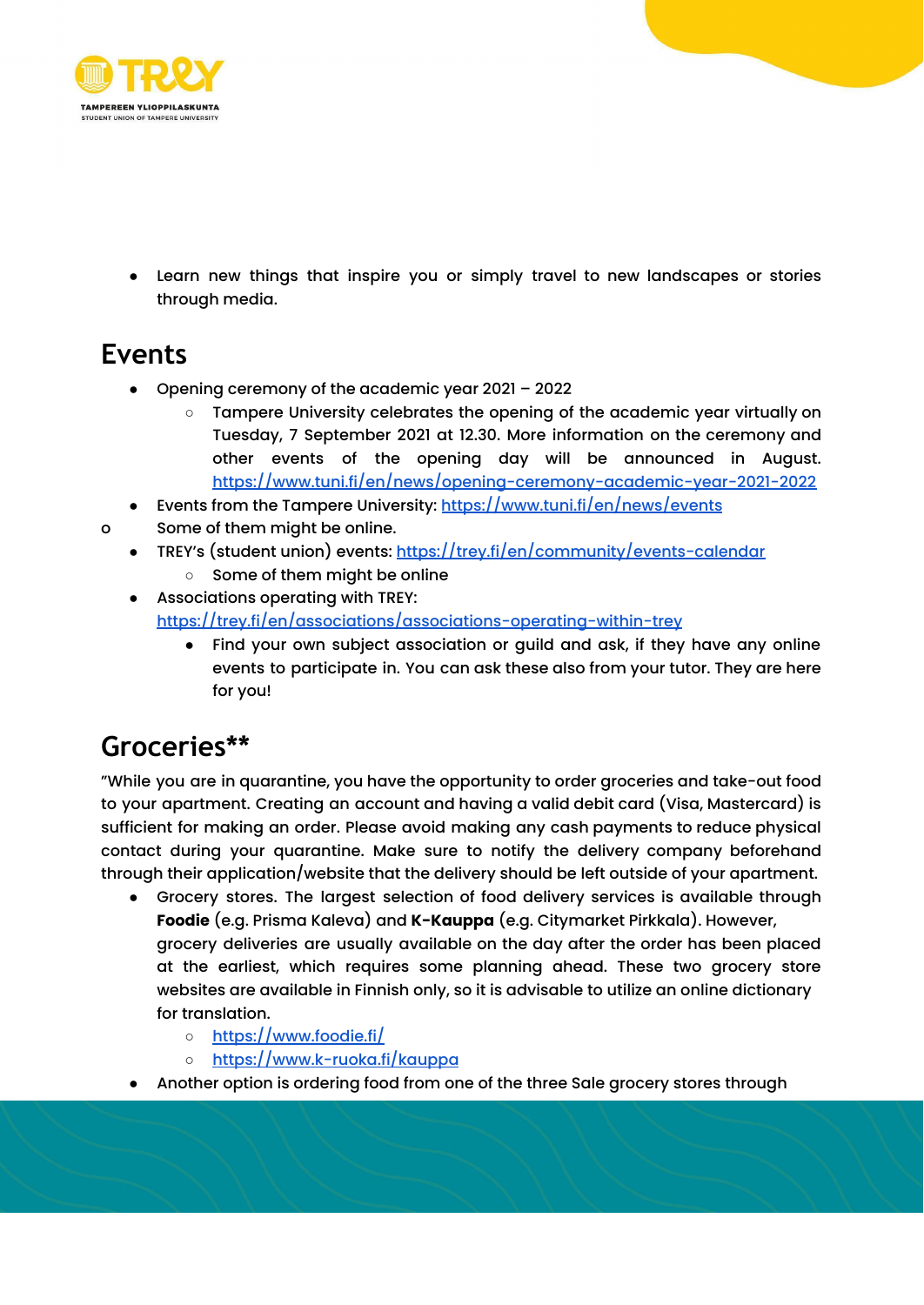- Learn new things that inspire you or simply travel to new landscapes or stories through media.

## Events

- Opening ceremony of the academic year 2021 – 2022
  - Tampere University celebrates the opening of the academic year virtually on Tuesday, 7 September 2021 at 12.30. More information on the ceremony and other events of the opening day will be announced in August. https://www.tuni.fi/en/news/opening-ceremony-academic-year-2021-2022
- Events from the Tampere University: https://www.tuni.fi/en/news/events
  - Some of them might be online.
- TREY's (student union) events: https://trey.fi/en/community/events-calendar
  - Some of them might be online
- Associations operating with TREY: https://trey.fi/en/associations/associations-operating-within-trey
  - Find your own subject association or guild and ask, if they have any online events to participate in. You can ask these also from your tutor. They are here for you!

## Groceries**

"While you are in quarantine, you have the opportunity to order groceries and take-out food to your apartment. Creating an account and having a valid debit card (Visa, Mastercard) is sufficient for making an order. Please avoid making any cash payments to reduce physical contact during your quarantine. Make sure to notify the delivery company beforehand through their application/website that the delivery should be left outside of your apartment.

- Grocery stores. The largest selection of food delivery services is available through **Foodie** (e.g. Prisma Kaleva) and **K-Kauppa** (e.g. Citymarket Pirkkala). However, grocery deliveries are usually available on the day after the order has been placed at the earliest, which requires some planning ahead. These two grocery store websites are available in Finnish only, so it is advisable to utilize an online dictionary for translation.
  - https://www.foodie.fi/
  - https://www.k-ruoka.fi/kauppa
- Another option is ordering food from one of the three Sale grocery stores through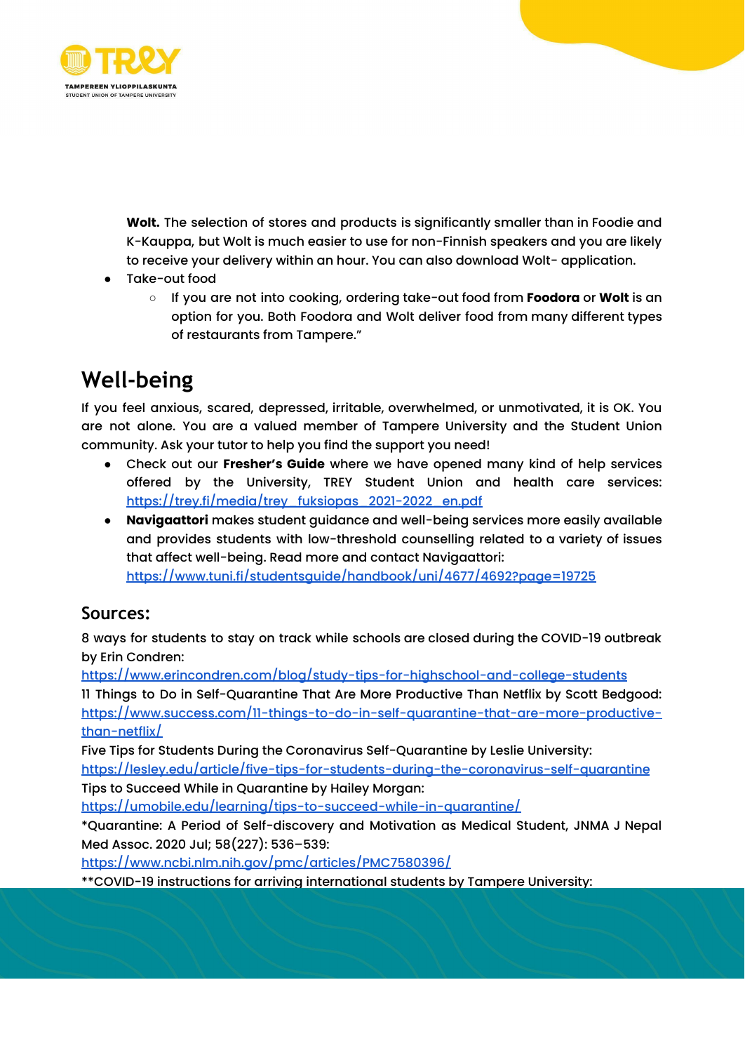**Wolt.** The selection of stores and products is significantly smaller than in Foodie and K-Kauppa, but Wolt is much easier to use for non-Finnish speakers and you are likely to receive your delivery within an hour. You can also download Wolt- application.

- Take-out food
    - If you are not into cooking, ordering take-out food from **Foodora** or **Wolt** is an option for you. Both Foodora and Wolt deliver food from many different types of restaurants from Tampere."

## Well-being

If you feel anxious, scared, depressed, irritable, overwhelmed, or unmotivated, it is OK. You are not alone. You are a valued member of Tampere University and the Student Union community. Ask your tutor to help you find the support you need!

- Check out our **Fresher's Guide** where we have opened many kind of help services offered by the University, TREY Student Union and health care services: [https://trey.fi/media/trey_fuksiopas_2021-2022_en.pdf](https://trey.fi/media/trey_fuksiopas_2021-2022_en.pdf)
- **Navigaattori** makes student guidance and well-being services more easily available and provides students with low-threshold counselling related to a variety of issues that affect well-being. Read more and contact Navigaattori: [https://www.tuni.fi/studentsguide/handbook/uni/4677/4692?page=19725](https://www.tuni.fi/studentsguide/handbook/uni/4677/4692?page=19725)

### Sources:

8 ways for students to stay on track while schools are closed during the COVID-19 outbreak by Erin Condren:
[https://www.erincondren.com/blog/study-tips-for-highschool-and-college-students](https://www.erincondren.com/blog/study-tips-for-highschool-and-college-students)
11 Things to Do in Self-Quarantine That Are More Productive Than Netflix by Scott Bedgood:
[https://www.success.com/11-things-to-do-in-self-quarantine-that-are-more-productive-than-netflix/](https://www.success.com/11-things-to-do-in-self-quarantine-that-are-more-productive-than-netflix/)
Five Tips for Students During the Coronavirus Self-Quarantine by Leslie University:
[https://lesley.edu/article/five-tips-for-students-during-the-coronavirus-self-quarantine](https://lesley.edu/article/five-tips-for-students-during-the-coronavirus-self-quarantine)
Tips to Succeed While in Quarantine by Hailey Morgan:
[https://umobile.edu/learning/tips-to-succeed-while-in-quarantine/](https://umobile.edu/learning/tips-to-succeed-while-in-quarantine/)
*Quarantine: A Period of Self-discovery and Motivation as Medical Student, JNMA J Nepal Med Assoc. 2020 Jul; 58(227): 536–539:
[https://www.ncbi.nlm.nih.gov/pmc/articles/PMC7580396/](https://www.ncbi.nlm.nih.gov/pmc/articles/PMC7580396/)
**COVID-19 instructions for arriving international students by Tampere University: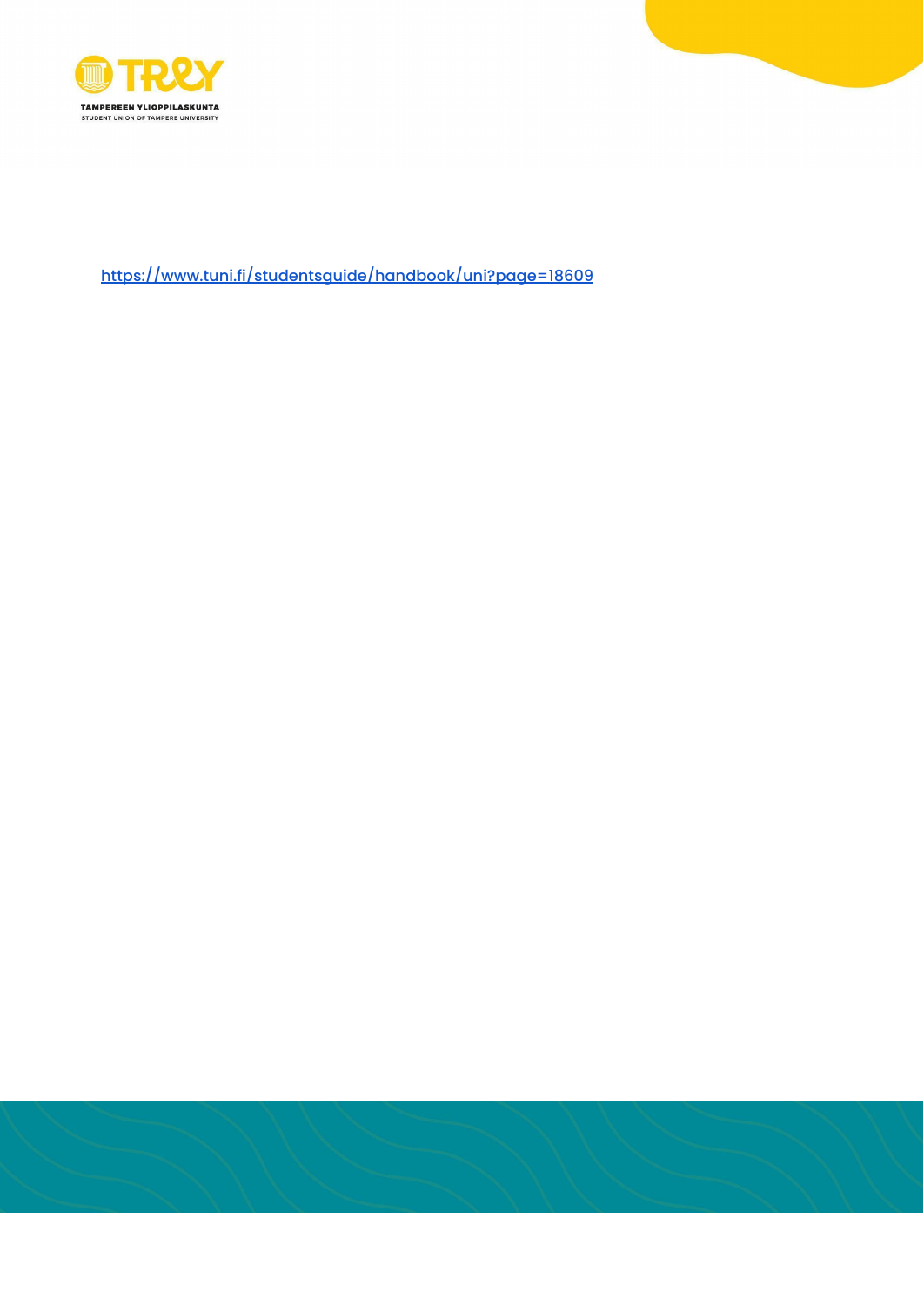https://www.tuni.fi/studentsguide/handbook/uni?page=18609